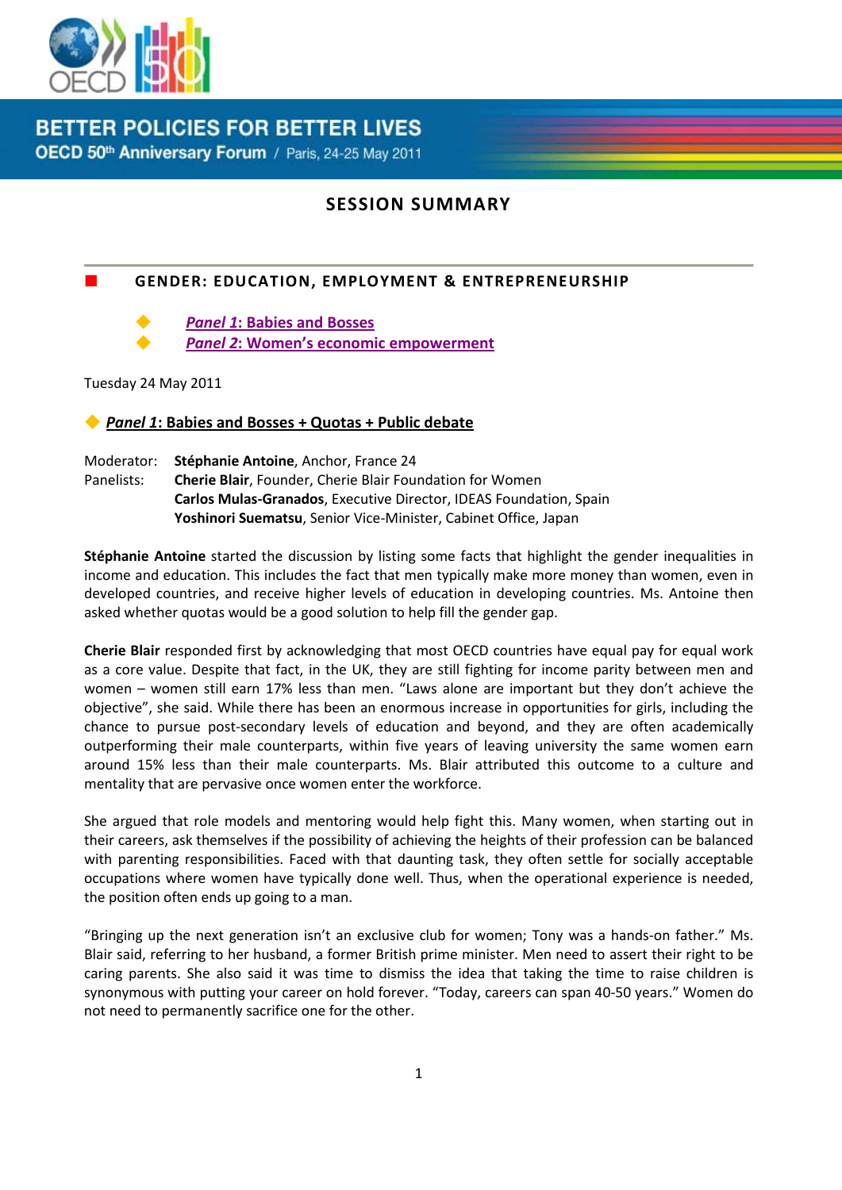**BETTER POLICIES FOR BETTER LIVES**
**OECD 50th Anniversary Forum** / Paris, 24-25 May 2011

# SESSION SUMMARY

## GENDER: EDUCATION, EMPLOYMENT & ENTREPRENEURSHIP

- ***Panel 1*: Babies and Bosses**
- ***Panel 2*: Women's economic empowerment**

Tuesday 24 May 2011

### ***Panel 1*: Babies and Bosses + Quotas + Public debate**

Moderator: **Stéphanie Antoine**, Anchor, France 24
Panelists: **Cherie Blair**, Founder, Cherie Blair Foundation for Women
**Carlos Mulas-Granados**, Executive Director, IDEAS Foundation, Spain
**Yoshinori Suematsu**, Senior Vice-Minister, Cabinet Office, Japan

**Stéphanie Antoine** started the discussion by listing some facts that highlight the gender inequalities in income and education. This includes the fact that men typically make more money than women, even in developed countries, and receive higher levels of education in developing countries. Ms. Antoine then asked whether quotas would be a good solution to help fill the gender gap.

**Cherie Blair** responded first by acknowledging that most OECD countries have equal pay for equal work as a core value. Despite that fact, in the UK, they are still fighting for income parity between men and women – women still earn 17% less than men. "Laws alone are important but they don't achieve the objective", she said. While there has been an enormous increase in opportunities for girls, including the chance to pursue post-secondary levels of education and beyond, and they are often academically outperforming their male counterparts, within five years of leaving university the same women earn around 15% less than their male counterparts. Ms. Blair attributed this outcome to a culture and mentality that are pervasive once women enter the workforce.

She argued that role models and mentoring would help fight this. Many women, when starting out in their careers, ask themselves if the possibility of achieving the heights of their profession can be balanced with parenting responsibilities. Faced with that daunting task, they often settle for socially acceptable occupations where women have typically done well. Thus, when the operational experience is needed, the position often ends up going to a man.

"Bringing up the next generation isn't an exclusive club for women; Tony was a hands-on father." Ms. Blair said, referring to her husband, a former British prime minister. Men need to assert their right to be caring parents. She also said it was time to dismiss the idea that taking the time to raise children is synonymous with putting your career on hold forever. "Today, careers can span 40-50 years." Women do not need to permanently sacrifice one for the other.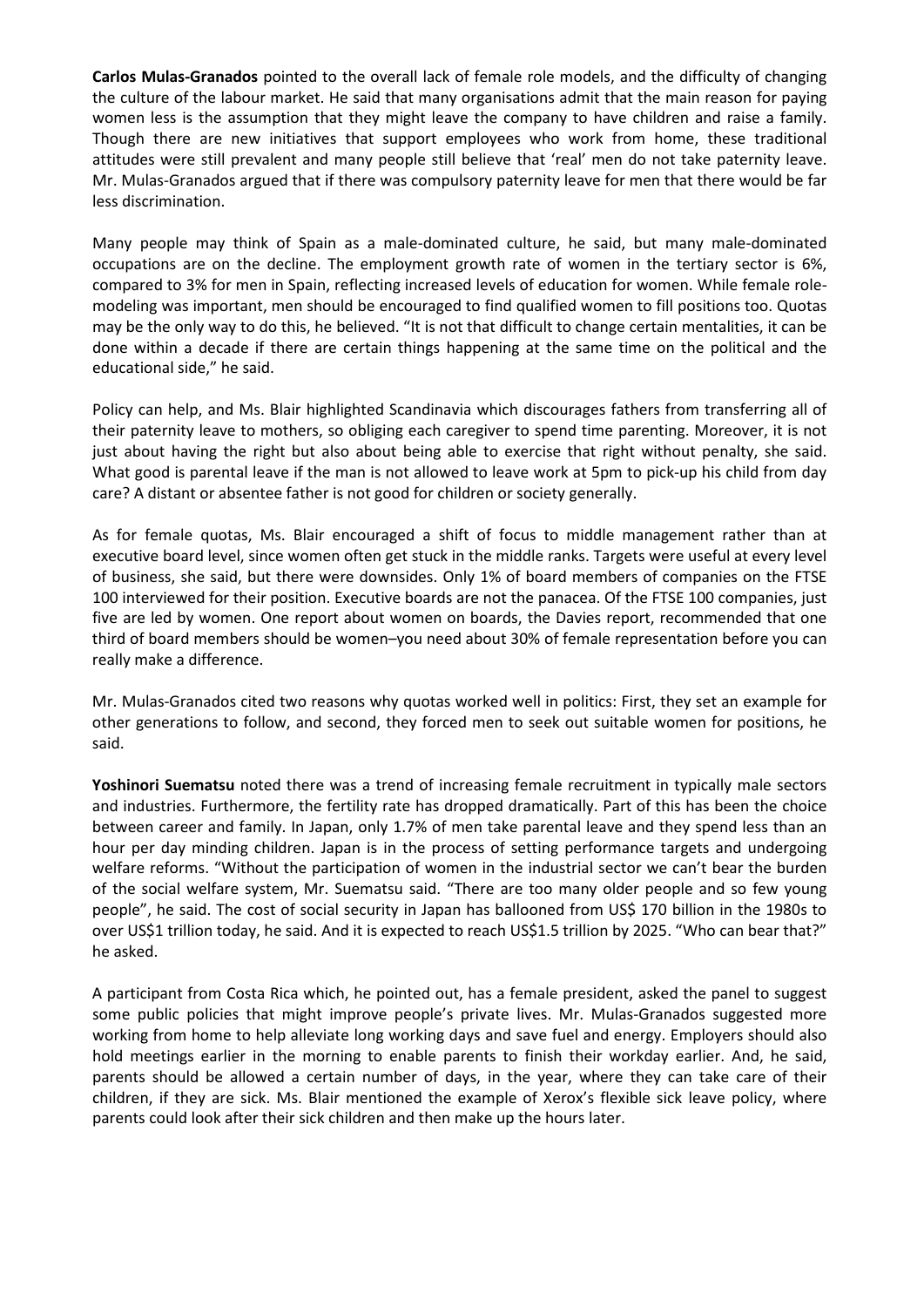**Carlos Mulas-Granados** pointed to the overall lack of female role models, and the difficulty of changing the culture of the labour market. He said that many organisations admit that the main reason for paying women less is the assumption that they might leave the company to have children and raise a family. Though there are new initiatives that support employees who work from home, these traditional attitudes were still prevalent and many people still believe that 'real' men do not take paternity leave. Mr. Mulas-Granados argued that if there was compulsory paternity leave for men that there would be far less discrimination.

Many people may think of Spain as a male-dominated culture, he said, but many male-dominated occupations are on the decline. The employment growth rate of women in the tertiary sector is 6%, compared to 3% for men in Spain, reflecting increased levels of education for women. While female role-modeling was important, men should be encouraged to find qualified women to fill positions too. Quotas may be the only way to do this, he believed. "It is not that difficult to change certain mentalities, it can be done within a decade if there are certain things happening at the same time on the political and the educational side," he said.

Policy can help, and Ms. Blair highlighted Scandinavia which discourages fathers from transferring all of their paternity leave to mothers, so obliging each caregiver to spend time parenting. Moreover, it is not just about having the right but also about being able to exercise that right without penalty, she said. What good is parental leave if the man is not allowed to leave work at 5pm to pick-up his child from day care? A distant or absentee father is not good for children or society generally.

As for female quotas, Ms. Blair encouraged a shift of focus to middle management rather than at executive board level, since women often get stuck in the middle ranks. Targets were useful at every level of business, she said, but there were downsides. Only 1% of board members of companies on the FTSE 100 interviewed for their position. Executive boards are not the panacea. Of the FTSE 100 companies, just five are led by women. One report about women on boards, the Davies report, recommended that one third of board members should be women–you need about 30% of female representation before you can really make a difference.

Mr. Mulas-Granados cited two reasons why quotas worked well in politics: First, they set an example for other generations to follow, and second, they forced men to seek out suitable women for positions, he said.

**Yoshinori Suematsu** noted there was a trend of increasing female recruitment in typically male sectors and industries. Furthermore, the fertility rate has dropped dramatically. Part of this has been the choice between career and family. In Japan, only 1.7% of men take parental leave and they spend less than an hour per day minding children. Japan is in the process of setting performance targets and undergoing welfare reforms. "Without the participation of women in the industrial sector we can't bear the burden of the social welfare system, Mr. Suematsu said. "There are too many older people and so few young people", he said. The cost of social security in Japan has ballooned from US$ 170 billion in the 1980s to over US$1 trillion today, he said. And it is expected to reach US$1.5 trillion by 2025. "Who can bear that?" he asked.

A participant from Costa Rica which, he pointed out, has a female president, asked the panel to suggest some public policies that might improve people's private lives. Mr. Mulas-Granados suggested more working from home to help alleviate long working days and save fuel and energy. Employers should also hold meetings earlier in the morning to enable parents to finish their workday earlier. And, he said, parents should be allowed a certain number of days, in the year, where they can take care of their children, if they are sick. Ms. Blair mentioned the example of Xerox's flexible sick leave policy, where parents could look after their sick children and then make up the hours later.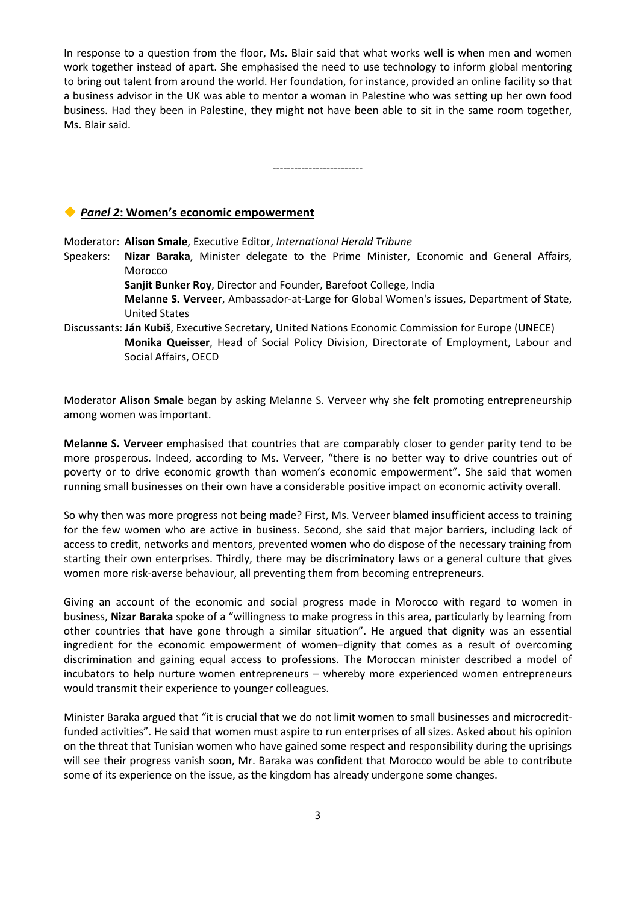In response to a question from the floor, Ms. Blair said that what works well is when men and women work together instead of apart. She emphasised the need to use technology to inform global mentoring to bring out talent from around the world. Her foundation, for instance, provided an online facility so that a business advisor in the UK was able to mentor a woman in Palestine who was setting up her own food business. Had they been in Palestine, they might not have been able to sit in the same room together, Ms. Blair said.

-------------------------

## ◆ *Panel 2*: Women's economic empowerment

Moderator: **Alison Smale**, Executive Editor, *International Herald Tribune*

Speakers: **Nizar Baraka**, Minister delegate to the Prime Minister, Economic and General Affairs, Morocco

**Sanjit Bunker Roy**, Director and Founder, Barefoot College, India

**Melanne S. Verveer**, Ambassador-at-Large for Global Women's issues, Department of State, United States

Discussants: **Ján Kubiš**, Executive Secretary, United Nations Economic Commission for Europe (UNECE)

**Monika Queisser**, Head of Social Policy Division, Directorate of Employment, Labour and Social Affairs, OECD

Moderator **Alison Smale** began by asking Melanne S. Verveer why she felt promoting entrepreneurship among women was important.

**Melanne S. Verveer** emphasised that countries that are comparably closer to gender parity tend to be more prosperous. Indeed, according to Ms. Verveer, "there is no better way to drive countries out of poverty or to drive economic growth than women's economic empowerment". She said that women running small businesses on their own have a considerable positive impact on economic activity overall.

So why then was more progress not being made? First, Ms. Verveer blamed insufficient access to training for the few women who are active in business. Second, she said that major barriers, including lack of access to credit, networks and mentors, prevented women who do dispose of the necessary training from starting their own enterprises. Thirdly, there may be discriminatory laws or a general culture that gives women more risk-averse behaviour, all preventing them from becoming entrepreneurs.

Giving an account of the economic and social progress made in Morocco with regard to women in business, **Nizar Baraka** spoke of a "willingness to make progress in this area, particularly by learning from other countries that have gone through a similar situation". He argued that dignity was an essential ingredient for the economic empowerment of women–dignity that comes as a result of overcoming discrimination and gaining equal access to professions. The Moroccan minister described a model of incubators to help nurture women entrepreneurs – whereby more experienced women entrepreneurs would transmit their experience to younger colleagues.

Minister Baraka argued that "it is crucial that we do not limit women to small businesses and microcredit-funded activities". He said that women must aspire to run enterprises of all sizes. Asked about his opinion on the threat that Tunisian women who have gained some respect and responsibility during the uprisings will see their progress vanish soon, Mr. Baraka was confident that Morocco would be able to contribute some of its experience on the issue, as the kingdom has already undergone some changes.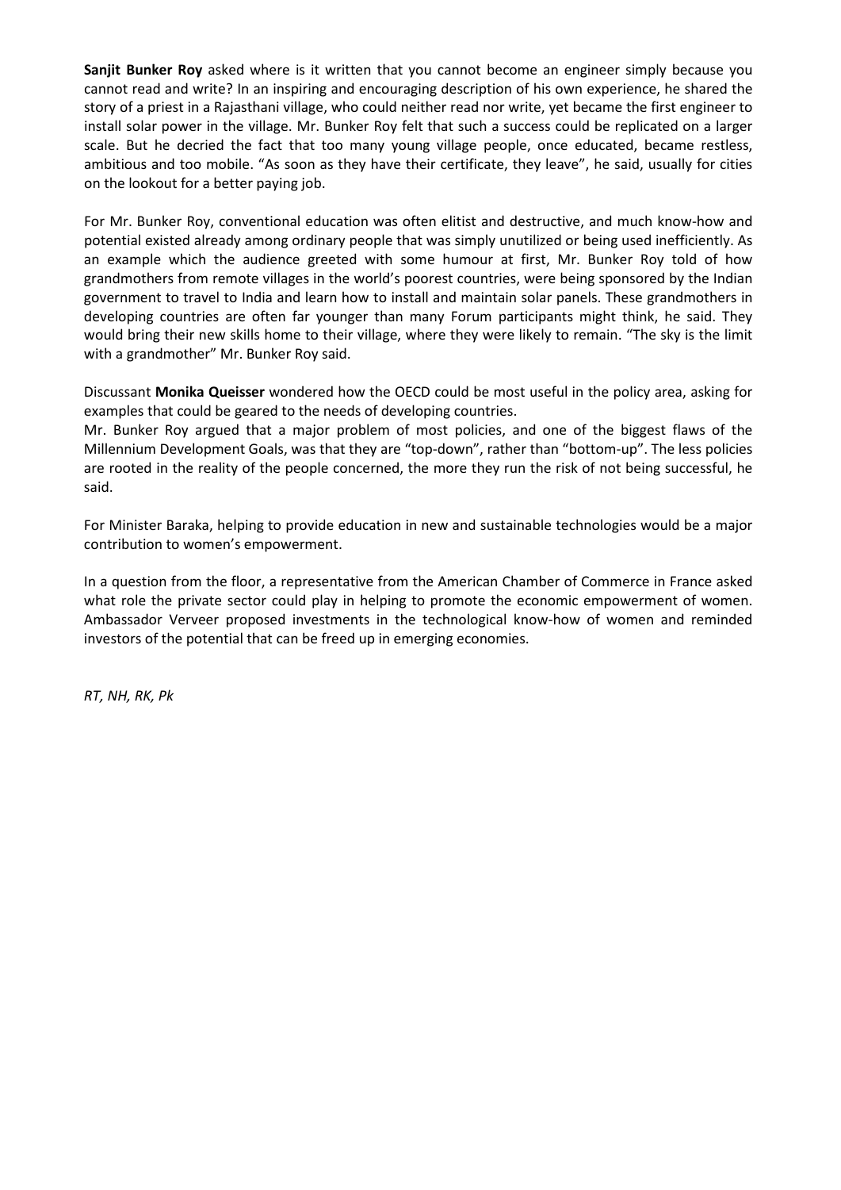**Sanjit Bunker Roy** asked where is it written that you cannot become an engineer simply because you cannot read and write? In an inspiring and encouraging description of his own experience, he shared the story of a priest in a Rajasthani village, who could neither read nor write, yet became the first engineer to install solar power in the village. Mr. Bunker Roy felt that such a success could be replicated on a larger scale. But he decried the fact that too many young village people, once educated, became restless, ambitious and too mobile. "As soon as they have their certificate, they leave", he said, usually for cities on the lookout for a better paying job.

For Mr. Bunker Roy, conventional education was often elitist and destructive, and much know-how and potential existed already among ordinary people that was simply unutilized or being used inefficiently. As an example which the audience greeted with some humour at first, Mr. Bunker Roy told of how grandmothers from remote villages in the world's poorest countries, were being sponsored by the Indian government to travel to India and learn how to install and maintain solar panels. These grandmothers in developing countries are often far younger than many Forum participants might think, he said. They would bring their new skills home to their village, where they were likely to remain. "The sky is the limit with a grandmother" Mr. Bunker Roy said.

Discussant **Monika Queisser** wondered how the OECD could be most useful in the policy area, asking for examples that could be geared to the needs of developing countries.
Mr. Bunker Roy argued that a major problem of most policies, and one of the biggest flaws of the Millennium Development Goals, was that they are "top-down", rather than "bottom-up". The less policies are rooted in the reality of the people concerned, the more they run the risk of not being successful, he said.

For Minister Baraka, helping to provide education in new and sustainable technologies would be a major contribution to women's empowerment.

In a question from the floor, a representative from the American Chamber of Commerce in France asked what role the private sector could play in helping to promote the economic empowerment of women. Ambassador Verveer proposed investments in the technological know-how of women and reminded investors of the potential that can be freed up in emerging economies.

*RT, NH, RK, Pk*